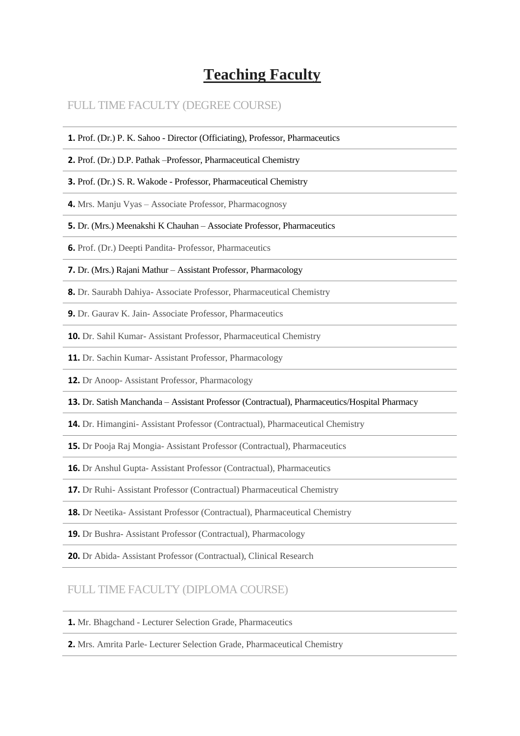# Teaching Faculty

## FULL TIME FACULTY (DEGREE COURSE)

**1.** Prof. (Dr.) P. K. Sahoo - Director (Officiating), Professor, Pharmaceutics

**2.** Prof. (Dr.) D.P. Pathak –Professor, Pharmaceutical Chemistry

**3.** Prof. (Dr.) S. R. Wakode - Professor, Pharmaceutical Chemistry

**4.** Mrs. Manju Vyas – Associate Professor, Pharmacognosy

**5.** Dr. (Mrs.) Meenakshi K Chauhan – Associate Professor, Pharmaceutics

**6.** Prof. (Dr.) Deepti Pandita- Professor, Pharmaceutics

**7.** Dr. (Mrs.) Rajani Mathur – Assistant Professor, Pharmacology

**8.** Dr. Saurabh Dahiya- Associate Professor, Pharmaceutical Chemistry

**9.** Dr. Gaurav K. Jain- Associate Professor, Pharmaceutics

**10.** Dr. Sahil Kumar- Assistant Professor, Pharmaceutical Chemistry

**11.** Dr. Sachin Kumar- Assistant Professor, Pharmacology

**12.** Dr Anoop- Assistant Professor, Pharmacology

**13.** Dr. Satish Manchanda – Assistant Professor (Contractual), Pharmaceutics/Hospital Pharmacy

**14.** Dr. Himangini- Assistant Professor (Contractual), Pharmaceutical Chemistry

**15.** Dr Pooja Raj Mongia- Assistant Professor (Contractual), Pharmaceutics

**16.** Dr Anshul Gupta- Assistant Professor (Contractual), Pharmaceutics

**17.** Dr Ruhi- Assistant Professor (Contractual) Pharmaceutical Chemistry

**18.** Dr Neetika- Assistant Professor (Contractual), Pharmaceutical Chemistry

**19.** Dr Bushra- Assistant Professor (Contractual), Pharmacology

**20.** Dr Abida- Assistant Professor (Contractual), Clinical Research

## FULL TIME FACULTY (DIPLOMA COURSE)

**1.** Mr. Bhagchand - Lecturer Selection Grade, Pharmaceutics

**2.** Mrs. Amrita Parle- Lecturer Selection Grade, Pharmaceutical Chemistry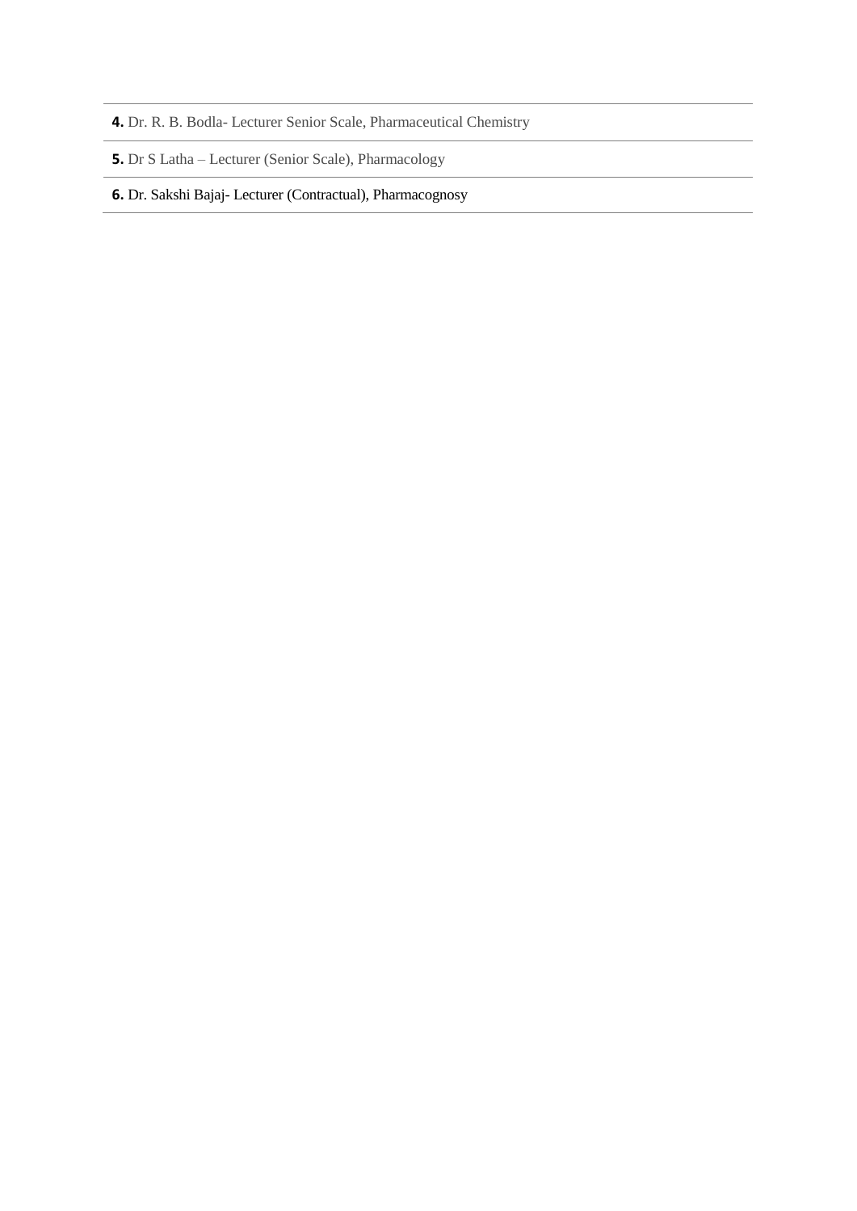**4.** Dr. R. B. Bodla- Lecturer Senior Scale, Pharmaceutical Chemistry

**5.** Dr S Latha – Lecturer (Senior Scale), Pharmacology

**6.** Dr. Sakshi Bajaj- Lecturer (Contractual), Pharmacognosy